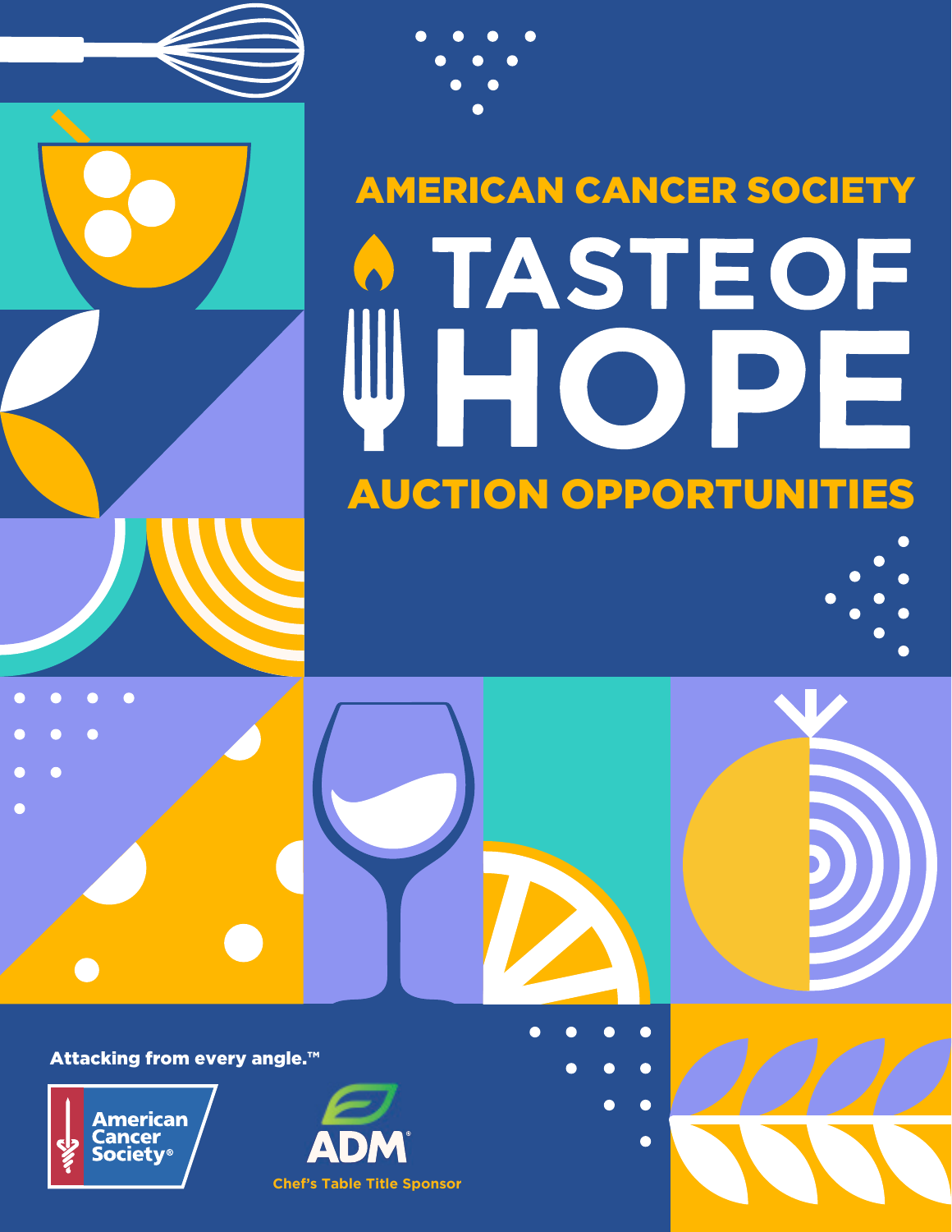## AMERICAN CANCER SOCIETY

# TASTE OF HOPE

## AUCTION OPPORTUNITIES

Attacking from every angle.™

American Cancer Society®

ADM®

Chef's Table Title Sponsor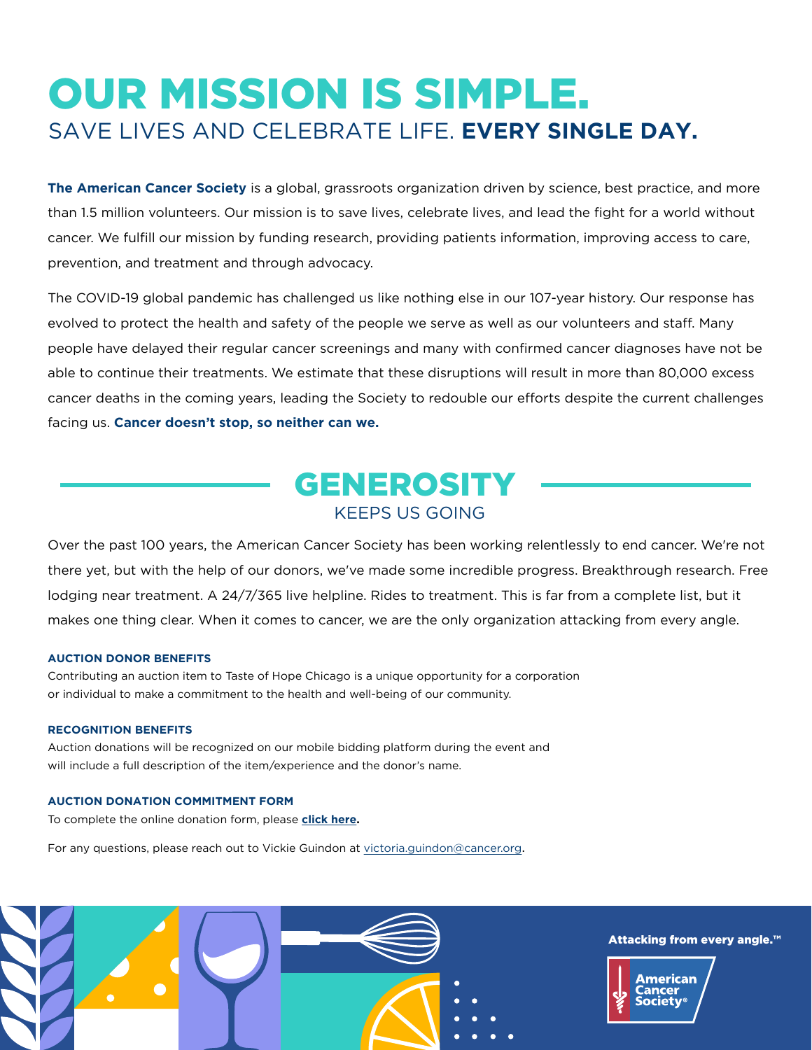# OUR MISSION IS SIMPLE.

## SAVE LIVES AND CELEBRATE LIFE. **EVERY SINGLE DAY.**

**The American Cancer Society** is a global, grassroots organization driven by science, best practice, and more than 1.5 million volunteers. Our mission is to save lives, celebrate lives, and lead the fight for a world without cancer. We fulfill our mission by funding research, providing patients information, improving access to care, prevention, and treatment and through advocacy.

The COVID-19 global pandemic has challenged us like nothing else in our 107-year history. Our response has evolved to protect the health and safety of the people we serve as well as our volunteers and staff. Many people have delayed their regular cancer screenings and many with confirmed cancer diagnoses have not be able to continue their treatments. We estimate that these disruptions will result in more than 80,000 excess cancer deaths in the coming years, leading the Society to redouble our efforts despite the current challenges facing us. **Cancer doesn't stop, so neither can we.**

## GENEROSITY

### KEEPS US GOING

Over the past 100 years, the American Cancer Society has been working relentlessly to end cancer. We're not there yet, but with the help of our donors, we've made some incredible progress. Breakthrough research. Free lodging near treatment. A 24/7/365 live helpline. Rides to treatment. This is far from a complete list, but it makes one thing clear. When it comes to cancer, we are the only organization attacking from every angle.

#### AUCTION DONOR BENEFITS

Contributing an auction item to Taste of Hope Chicago is a unique opportunity for a corporation or individual to make a commitment to the health and well-being of our community.

#### RECOGNITION BENEFITS

Auction donations will be recognized on our mobile bidding platform during the event and will include a full description of the item/experience and the donor's name.

#### AUCTION DONATION COMMITMENT FORM

To complete the online donation form, please **click here.**

For any questions, please reach out to Vickie Guindon at victoria.guindon@cancer.org.

Attacking from every angle.™

American Cancer Society®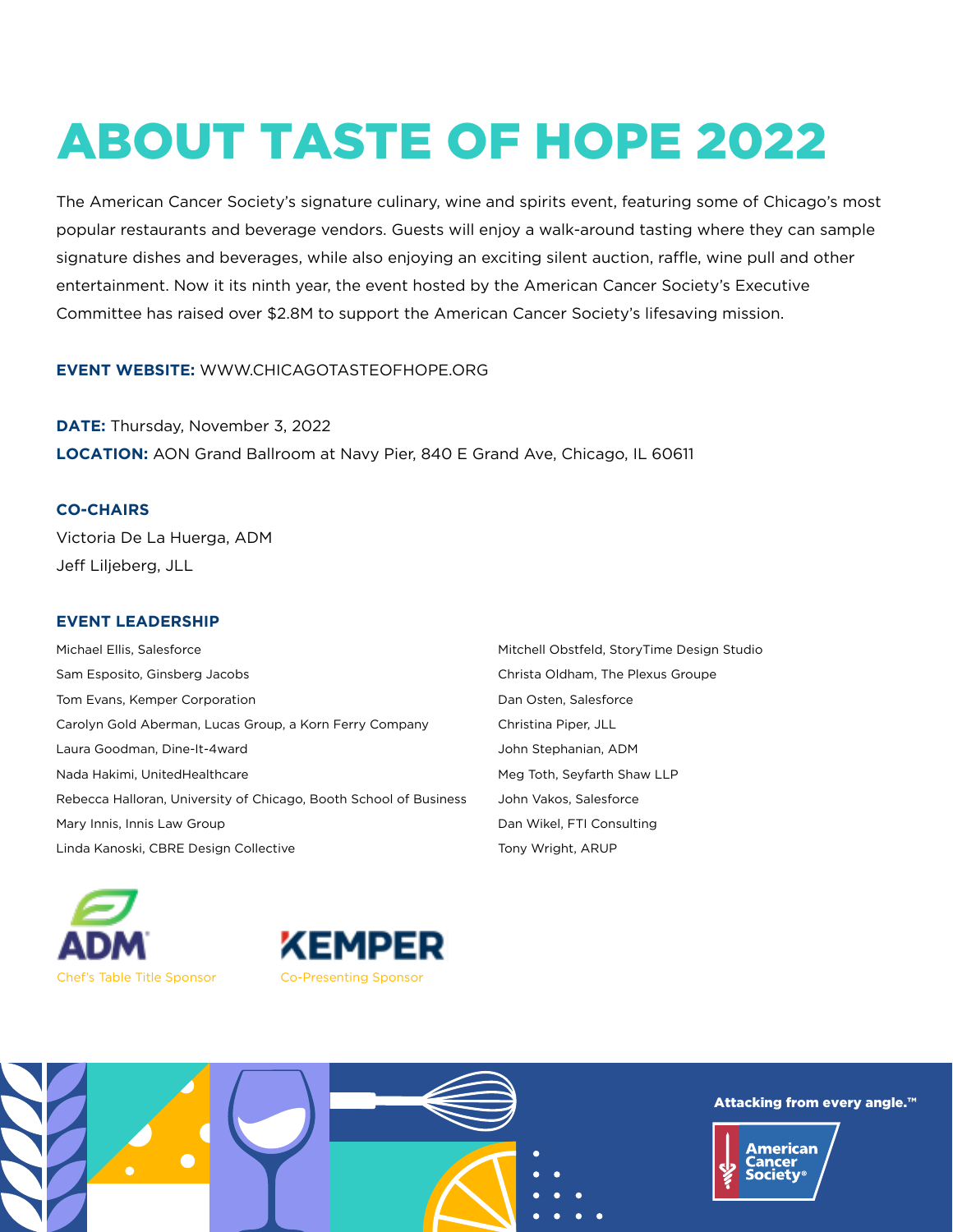# ABOUT TASTE OF HOPE 2022

The American Cancer Society's signature culinary, wine and spirits event, featuring some of Chicago's most popular restaurants and beverage vendors. Guests will enjoy a walk-around tasting where they can sample signature dishes and beverages, while also enjoying an exciting silent auction, raffle, wine pull and other entertainment. Now it its ninth year, the event hosted by the American Cancer Society's Executive Committee has raised over $2.8M to support the American Cancer Society's lifesaving mission.

**EVENT WEBSITE:** WWW.CHICAGOTASTEOFHOPE.ORG

**DATE:** Thursday, November 3, 2022
**LOCATION:** AON Grand Ballroom at Navy Pier, 840 E Grand Ave, Chicago, IL 60611

**CO-CHAIRS**

Victoria De La Huerga, ADM
Jeff Liljeberg, JLL

**EVENT LEADERSHIP**

Michael Ellis, Salesforce
Sam Esposito, Ginsberg Jacobs
Tom Evans, Kemper Corporation
Carolyn Gold Aberman, Lucas Group, a Korn Ferry Company
Laura Goodman, Dine-It-4ward
Nada Hakimi, UnitedHealthcare
Rebecca Halloran, University of Chicago, Booth School of Business
Mary Innis, Innis Law Group
Linda Kanoski, CBRE Design Collective
Mitchell Obstfeld, StoryTime Design Studio
Christa Oldham, The Plexus Groupe
Dan Osten, Salesforce
Christina Piper, JLL
John Stephanian, ADM
Meg Toth, Seyfarth Shaw LLP
John Vakos, Salesforce
Dan Wikel, FTI Consulting
Tony Wright, ARUP

ADM
Chef's Table Title Sponsor

KEMPER
Co-Presenting Sponsor

Attacking from every angle.™

American Cancer Society®